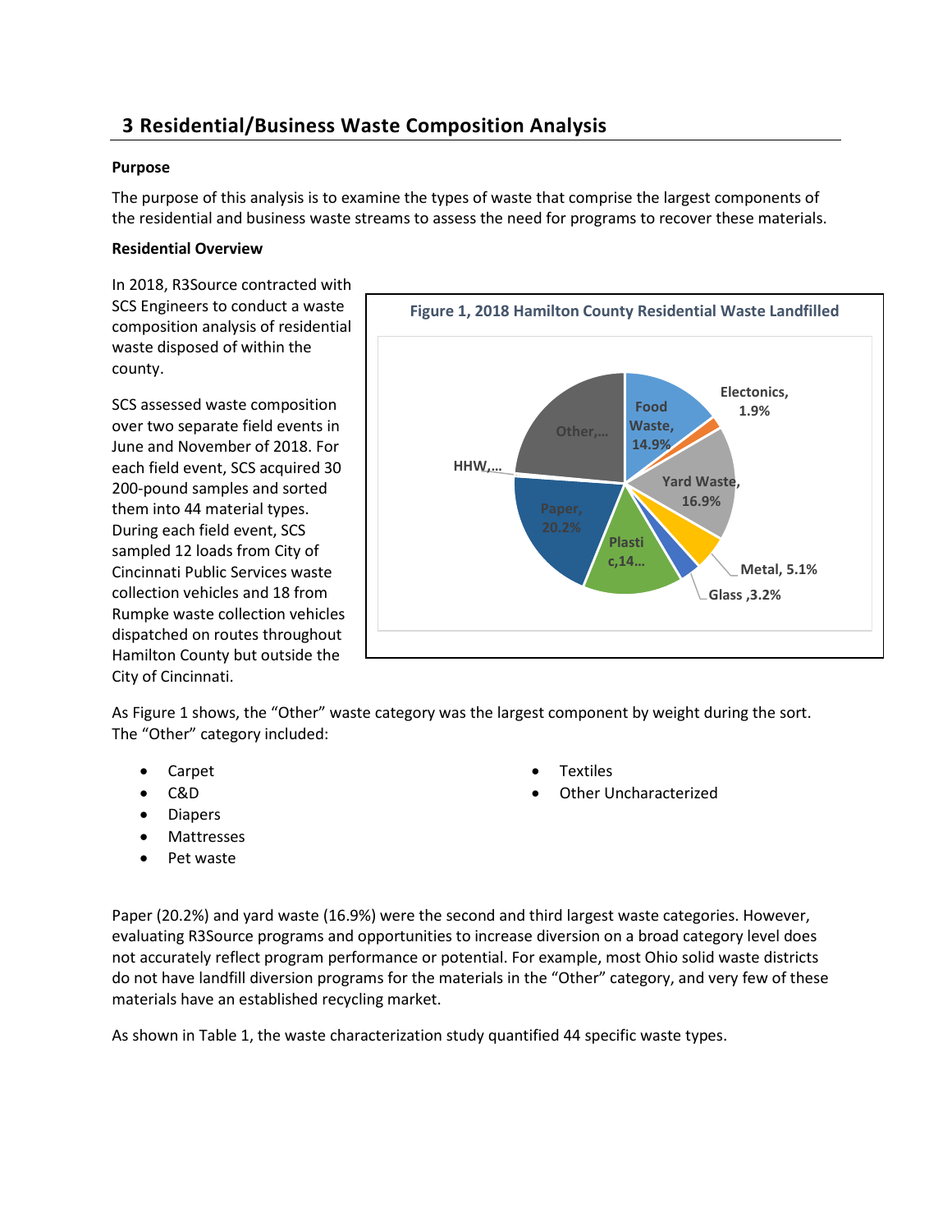## 3 Residential/Business Waste Composition Analysis

**Purpose**

The purpose of this analysis is to examine the types of waste that comprise the largest components of the residential and business waste streams to assess the need for programs to recover these materials.

**Residential Overview**

In 2018, R3Source contracted with SCS Engineers to conduct a waste composition analysis of residential waste disposed of within the county.

SCS assessed waste composition over two separate field events in June and November of 2018. For each field event, SCS acquired 30 200-pound samples and sorted them into 44 material types. During each field event, SCS sampled 12 loads from City of Cincinnati Public Services waste collection vehicles and 18 from Rumpke waste collection vehicles dispatched on routes throughout Hamilton County but outside the City of Cincinnati.

**Figure 1, 2018 Hamilton County Residential Waste Landfilled**

Food Waste, 14.9%; Electonics, 1.9%; Yard Waste, 16.9%; Metal, 5.1%; Glass ,3.2%; Plastic,14...; Paper, 20.2%; HHW,...; Other,...

As Figure 1 shows, the “Other” waste category was the largest component by weight during the sort. The “Other” category included:

- Carpet
- C&D
- Diapers
- Mattresses
- Pet waste
- Textiles
- Other Uncharacterized

Paper (20.2%) and yard waste (16.9%) were the second and third largest waste categories. However, evaluating R3Source programs and opportunities to increase diversion on a broad category level does not accurately reflect program performance or potential. For example, most Ohio solid waste districts do not have landfill diversion programs for the materials in the “Other” category, and very few of these materials have an established recycling market.

As shown in Table 1, the waste characterization study quantified 44 specific waste types.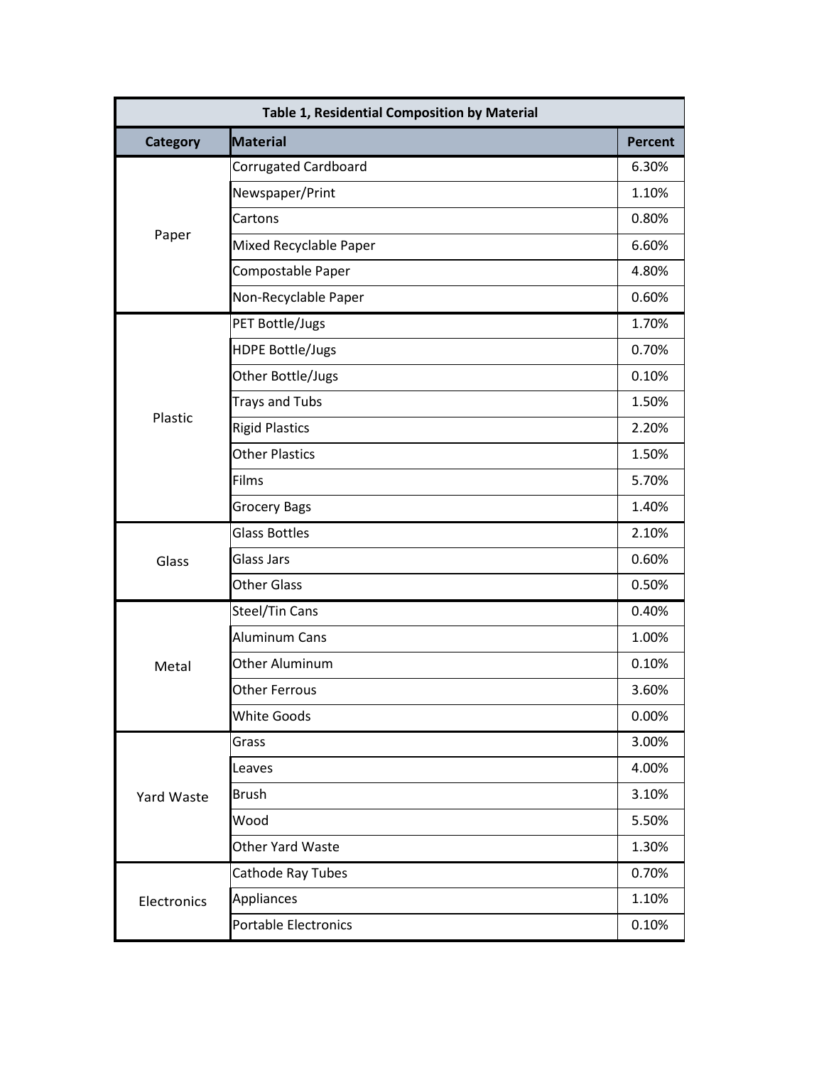| Table 1, Residential Composition by Material | | |
| --- | --- | --- |
| **Category** | **Material** | **Percent** |
| Paper | Corrugated Cardboard | 6.30% |
| | Newspaper/Print | 1.10% |
| | Cartons | 0.80% |
| | Mixed Recyclable Paper | 6.60% |
| | Compostable Paper | 4.80% |
| | Non-Recyclable Paper | 0.60% |
| Plastic | PET Bottle/Jugs | 1.70% |
| | HDPE Bottle/Jugs | 0.70% |
| | Other Bottle/Jugs | 0.10% |
| | Trays and Tubs | 1.50% |
| | Rigid Plastics | 2.20% |
| | Other Plastics | 1.50% |
| | Films | 5.70% |
| | Grocery Bags | 1.40% |
| Glass | Glass Bottles | 2.10% |
| | Glass Jars | 0.60% |
| | Other Glass | 0.50% |
| Metal | Steel/Tin Cans | 0.40% |
| | Aluminum Cans | 1.00% |
| | Other Aluminum | 0.10% |
| | Other Ferrous | 3.60% |
| | White Goods | 0.00% |
| Yard Waste | Grass | 3.00% |
| | Leaves | 4.00% |
| | Brush | 3.10% |
| | Wood | 5.50% |
| | Other Yard Waste | 1.30% |
| Electronics | Cathode Ray Tubes | 0.70% |
| | Appliances | 1.10% |
| | Portable Electronics | 0.10% |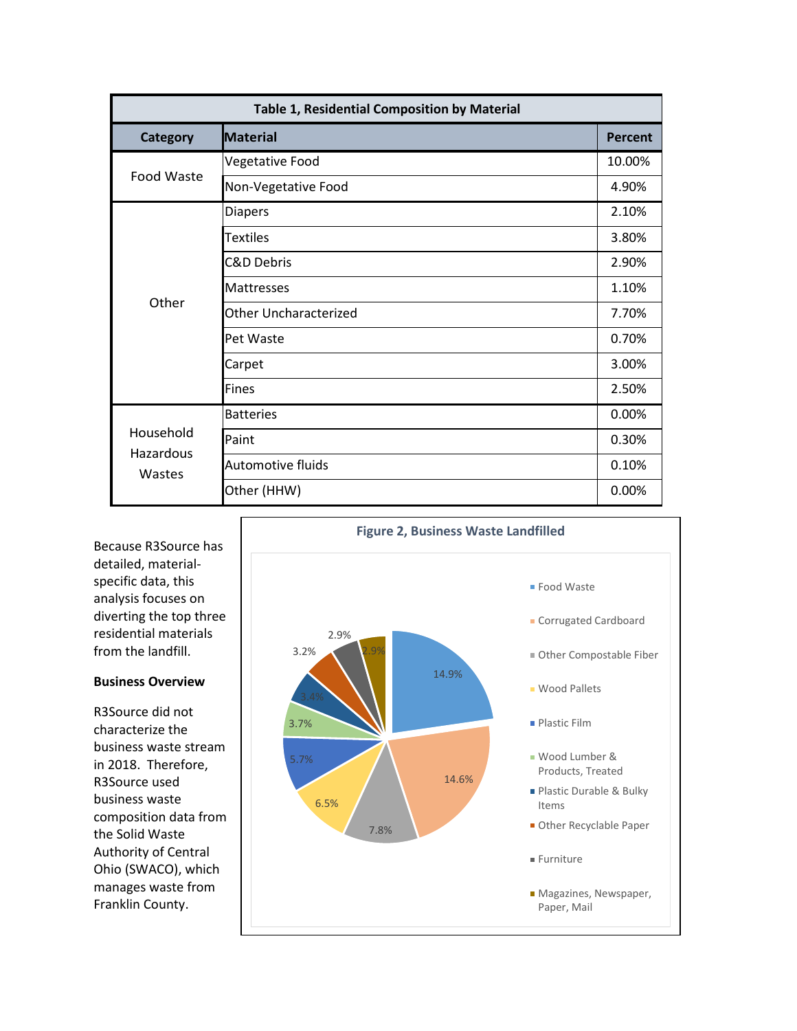| Table 1, Residential Composition by Material | | |
|---|---|---|
| **Category** | **Material** | **Percent** |
| Food Waste | Vegetative Food | 10.00% |
| | Non-Vegetative Food | 4.90% |
| Other | Diapers | 2.10% |
| | Textiles | 3.80% |
| | C&D Debris | 2.90% |
| | Mattresses | 1.10% |
| | Other Uncharacterized | 7.70% |
| | Pet Waste | 0.70% |
| | Carpet | 3.00% |
| | Fines | 2.50% |
| Household Hazardous Wastes | Batteries | 0.00% |
| | Paint | 0.30% |
| | Automotive fluids | 0.10% |
| | Other (HHW) | 0.00% |

Because R3Source has detailed, material-specific data, this analysis focuses on diverting the top three residential materials from the landfill.

**Business Overview**

R3Source did not characterize the business waste stream in 2018. Therefore, R3Source used business waste composition data from the Solid Waste Authority of Central Ohio (SWACO), which manages waste from Franklin County.

**Figure 2, Business Waste Landfilled**

| Material | Percent |
|---|---|
| Food Waste | 14.9% |
| Corrugated Cardboard | 14.6% |
| Other Compostable Fiber | 7.8% |
| Wood Pallets | 6.5% |
| Plastic Film | 5.7% |
| Wood Lumber & Products, Treated | 3.7% |
| Plastic Durable & Bulky Items | 3.4% |
| Other Recyclable Paper | 3.2% |
| Furniture | 2.9% |
| Magazines, Newspaper, Paper, Mail | 2.9% |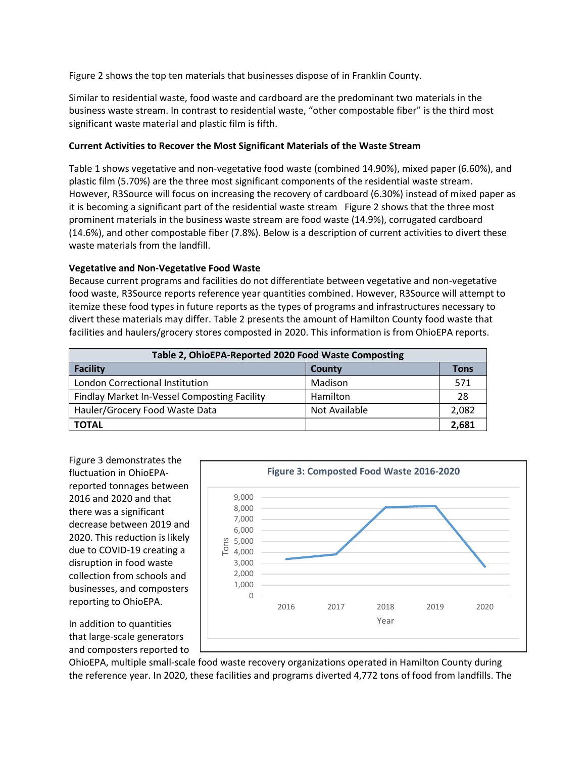Figure 2 shows the top ten materials that businesses dispose of in Franklin County.

Similar to residential waste, food waste and cardboard are the predominant two materials in the business waste stream. In contrast to residential waste, "other compostable fiber" is the third most significant waste material and plastic film is fifth.

**Current Activities to Recover the Most Significant Materials of the Waste Stream**

Table 1 shows vegetative and non-vegetative food waste (combined 14.90%), mixed paper (6.60%), and plastic film (5.70%) are the three most significant components of the residential waste stream. However, R3Source will focus on increasing the recovery of cardboard (6.30%) instead of mixed paper as it is becoming a significant part of the residential waste stream Figure 2 shows that the three most prominent materials in the business waste stream are food waste (14.9%), corrugated cardboard (14.6%), and other compostable fiber (7.8%). Below is a description of current activities to divert these waste materials from the landfill.

**Vegetative and Non-Vegetative Food Waste**

Because current programs and facilities do not differentiate between vegetative and non-vegetative food waste, R3Source reports reference year quantities combined. However, R3Source will attempt to itemize these food types in future reports as the types of programs and infrastructures necessary to divert these materials may differ. Table 2 presents the amount of Hamilton County food waste that facilities and haulers/grocery stores composted in 2020. This information is from OhioEPA reports.

| Table 2, OhioEPA-Reported 2020 Food Waste Composting | | |
|---|---|---|
| **Facility** | **County** | **Tons** |
| London Correctional Institution | Madison | 571 |
| Findlay Market In-Vessel Composting Facility | Hamilton | 28 |
| Hauler/Grocery Food Waste Data | Not Available | 2,082 |
| **TOTAL** | | **2,681** |

Figure 3 demonstrates the fluctuation in OhioEPA-reported tonnages between 2016 and 2020 and that there was a significant decrease between 2019 and 2020. This reduction is likely due to COVID-19 creating a disruption in food waste collection from schools and businesses, and composters reporting to OhioEPA.

Figure 3: Composted Food Waste 2016-2020

In addition to quantities that large-scale generators and composters reported to OhioEPA, multiple small-scale food waste recovery organizations operated in Hamilton County during the reference year. In 2020, these facilities and programs diverted 4,772 tons of food from landfills. The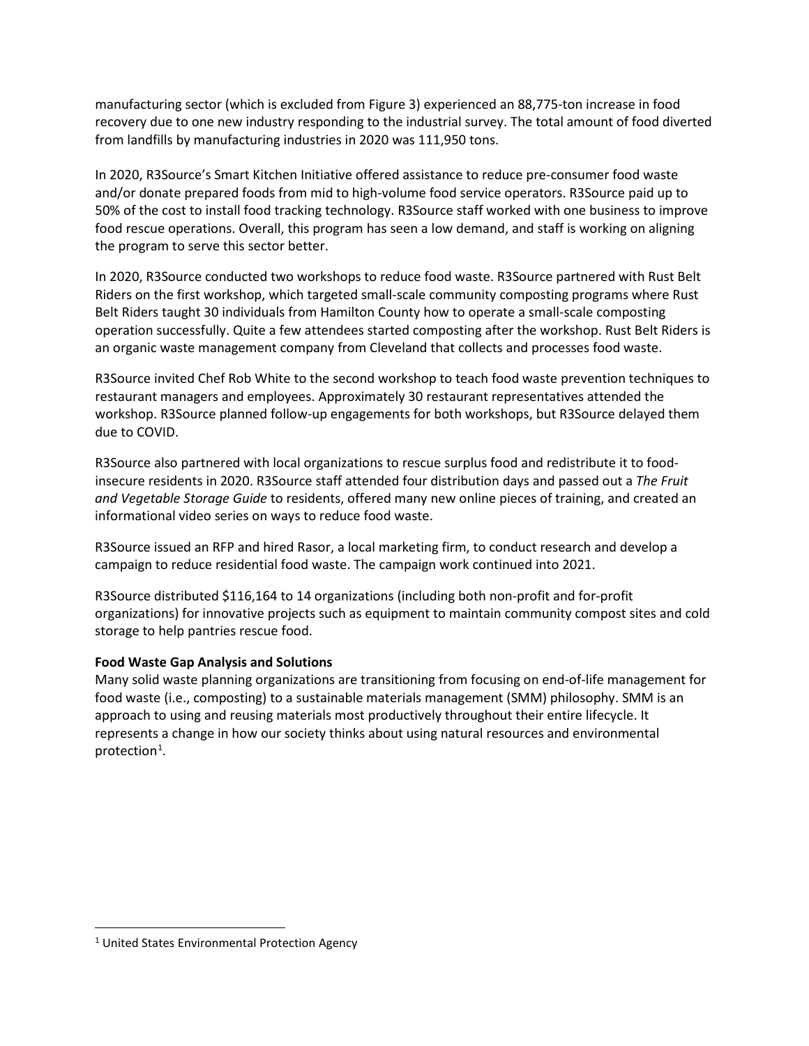manufacturing sector (which is excluded from Figure 3) experienced an 88,775-ton increase in food recovery due to one new industry responding to the industrial survey. The total amount of food diverted from landfills by manufacturing industries in 2020 was 111,950 tons.

In 2020, R3Source's Smart Kitchen Initiative offered assistance to reduce pre-consumer food waste and/or donate prepared foods from mid to high-volume food service operators. R3Source paid up to 50% of the cost to install food tracking technology. R3Source staff worked with one business to improve food rescue operations. Overall, this program has seen a low demand, and staff is working on aligning the program to serve this sector better.

In 2020, R3Source conducted two workshops to reduce food waste. R3Source partnered with Rust Belt Riders on the first workshop, which targeted small-scale community composting programs where Rust Belt Riders taught 30 individuals from Hamilton County how to operate a small-scale composting operation successfully. Quite a few attendees started composting after the workshop. Rust Belt Riders is an organic waste management company from Cleveland that collects and processes food waste.

R3Source invited Chef Rob White to the second workshop to teach food waste prevention techniques to restaurant managers and employees. Approximately 30 restaurant representatives attended the workshop. R3Source planned follow-up engagements for both workshops, but R3Source delayed them due to COVID.

R3Source also partnered with local organizations to rescue surplus food and redistribute it to food-insecure residents in 2020. R3Source staff attended four distribution days and passed out a *The Fruit and Vegetable Storage Guide* to residents, offered many new online pieces of training, and created an informational video series on ways to reduce food waste.

R3Source issued an RFP and hired Rasor, a local marketing firm, to conduct research and develop a campaign to reduce residential food waste. The campaign work continued into 2021.

R3Source distributed $116,164 to 14 organizations (including both non-profit and for-profit organizations) for innovative projects such as equipment to maintain community compost sites and cold storage to help pantries rescue food.

**Food Waste Gap Analysis and Solutions**

Many solid waste planning organizations are transitioning from focusing on end-of-life management for food waste (i.e., composting) to a sustainable materials management (SMM) philosophy. SMM is an approach to using and reusing materials most productively throughout their entire lifecycle. It represents a change in how our society thinks about using natural resources and environmental protection[1].

[1] United States Environmental Protection Agency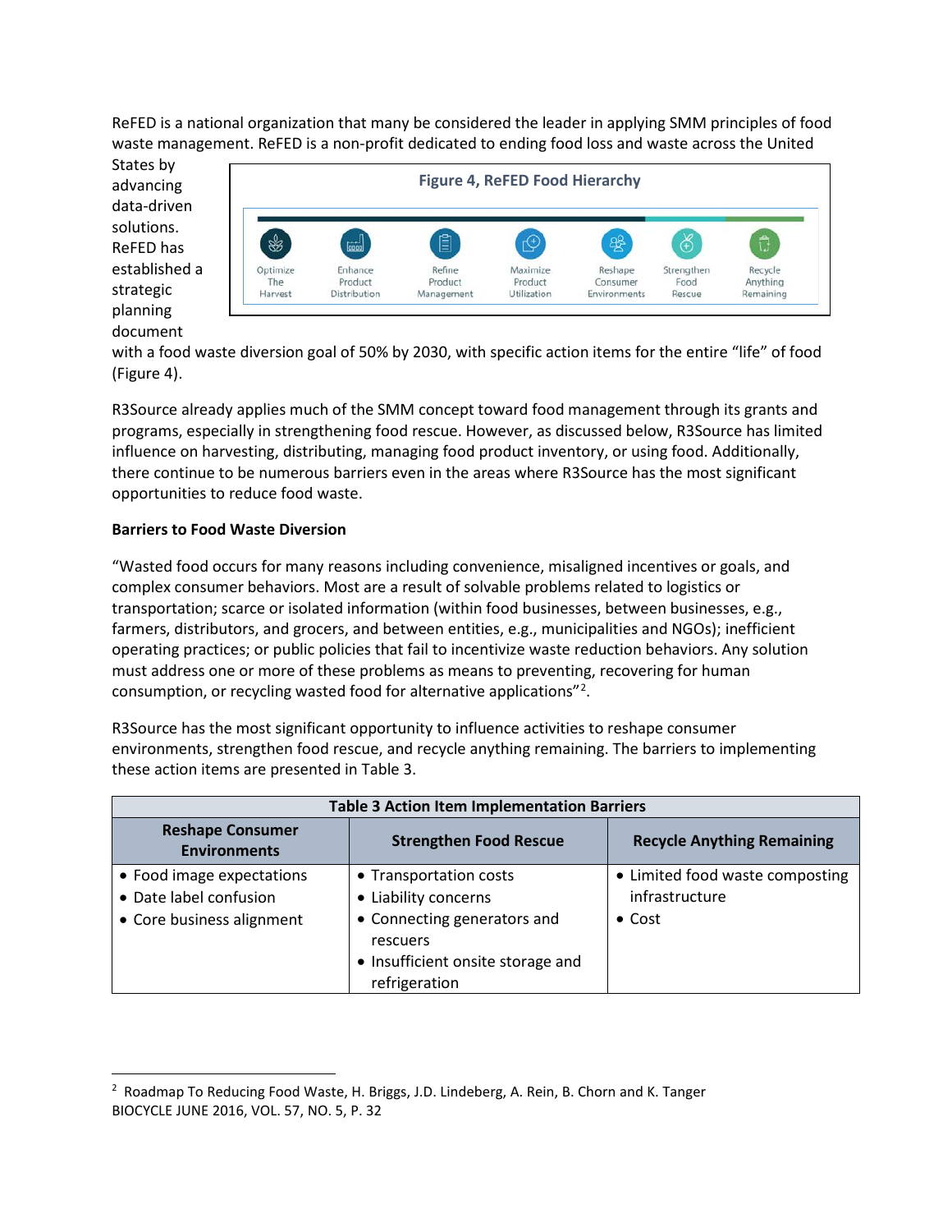ReFED is a national organization that many be considered the leader in applying SMM principles of food waste management. ReFED is a non-profit dedicated to ending food loss and waste across the United States by advancing data-driven solutions. ReFED has established a strategic planning document with a food waste diversion goal of 50% by 2030, with specific action items for the entire "life" of food (Figure 4).

**Figure 4, ReFED Food Hierarchy**

Optimize The Harvest | Enhance Product Distribution | Refine Product Management | Maximize Product Utilization | Reshape Consumer Environments | Strengthen Food Rescue | Recycle Anything Remaining

R3Source already applies much of the SMM concept toward food management through its grants and programs, especially in strengthening food rescue. However, as discussed below, R3Source has limited influence on harvesting, distributing, managing food product inventory, or using food. Additionally, there continue to be numerous barriers even in the areas where R3Source has the most significant opportunities to reduce food waste.

**Barriers to Food Waste Diversion**

"Wasted food occurs for many reasons including convenience, misaligned incentives or goals, and complex consumer behaviors. Most are a result of solvable problems related to logistics or transportation; scarce or isolated information (within food businesses, between businesses, e.g., farmers, distributors, and grocers, and between entities, e.g., municipalities and NGOs); inefficient operating practices; or public policies that fail to incentivize waste reduction behaviors. Any solution must address one or more of these problems as means to preventing, recovering for human consumption, or recycling wasted food for alternative applications"[2].

R3Source has the most significant opportunity to influence activities to reshape consumer environments, strengthen food rescue, and recycle anything remaining. The barriers to implementing these action items are presented in Table 3.

**Table 3 Action Item Implementation Barriers**

| Reshape Consumer Environments | Strengthen Food Rescue | Recycle Anything Remaining |
|---|---|---|
| • Food image expectations<br>• Date label confusion<br>• Core business alignment | • Transportation costs<br>• Liability concerns<br>• Connecting generators and rescuers<br>• Insufficient onsite storage and refrigeration | • Limited food waste composting infrastructure<br>• Cost |

---

[2] Roadmap To Reducing Food Waste, H. Briggs, J.D. Lindeberg, A. Rein, B. Chorn and K. Tanger BIOCYCLE JUNE 2016, VOL. 57, NO. 5, P. 32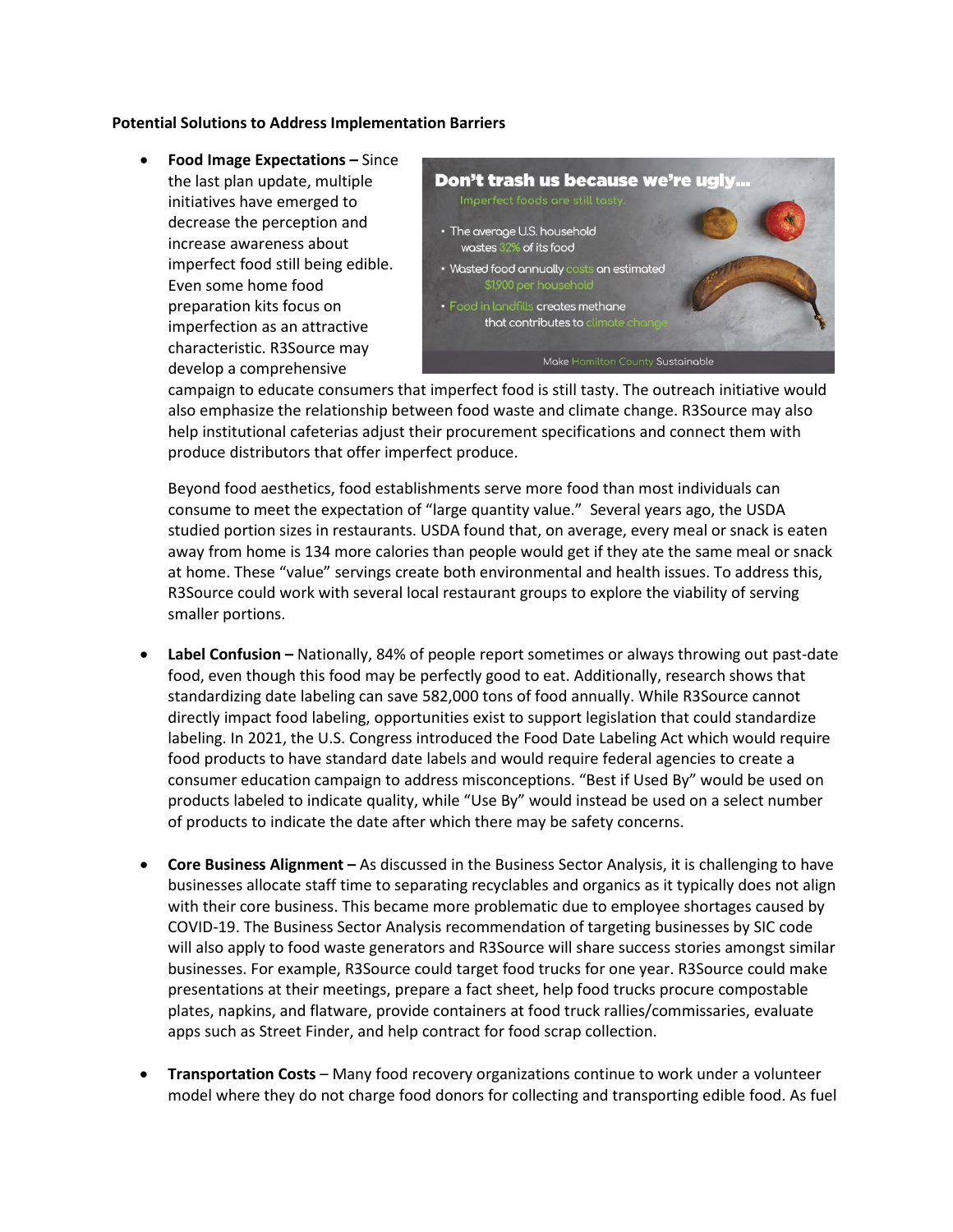**Potential Solutions to Address Implementation Barriers**

- **Food Image Expectations –** Since the last plan update, multiple initiatives have emerged to decrease the perception and increase awareness about imperfect food still being edible. Even some home food preparation kits focus on imperfection as an attractive characteristic. R3Source may develop a comprehensive campaign to educate consumers that imperfect food is still tasty. The outreach initiative would also emphasize the relationship between food waste and climate change. R3Source may also help institutional cafeterias adjust their procurement specifications and connect them with produce distributors that offer imperfect produce.

  Beyond food aesthetics, food establishments serve more food than most individuals can consume to meet the expectation of "large quantity value." Several years ago, the USDA studied portion sizes in restaurants. USDA found that, on average, every meal or snack is eaten away from home is 134 more calories than people would get if they ate the same meal or snack at home. These "value" servings create both environmental and health issues. To address this, R3Source could work with several local restaurant groups to explore the viability of serving smaller portions.

- **Label Confusion –** Nationally, 84% of people report sometimes or always throwing out past-date food, even though this food may be perfectly good to eat. Additionally, research shows that standardizing date labeling can save 582,000 tons of food annually. While R3Source cannot directly impact food labeling, opportunities exist to support legislation that could standardize labeling. In 2021, the U.S. Congress introduced the Food Date Labeling Act which would require food products to have standard date labels and would require federal agencies to create a consumer education campaign to address misconceptions. "Best if Used By" would be used on products labeled to indicate quality, while "Use By" would instead be used on a select number of products to indicate the date after which there may be safety concerns.

- **Core Business Alignment –** As discussed in the Business Sector Analysis, it is challenging to have businesses allocate staff time to separating recyclables and organics as it typically does not align with their core business. This became more problematic due to employee shortages caused by COVID-19. The Business Sector Analysis recommendation of targeting businesses by SIC code will also apply to food waste generators and R3Source will share success stories amongst similar businesses. For example, R3Source could target food trucks for one year. R3Source could make presentations at their meetings, prepare a fact sheet, help food trucks procure compostable plates, napkins, and flatware, provide containers at food truck rallies/commissaries, evaluate apps such as Street Finder, and help contract for food scrap collection.

- **Transportation Costs** – Many food recovery organizations continue to work under a volunteer model where they do not charge food donors for collecting and transporting edible food. As fuel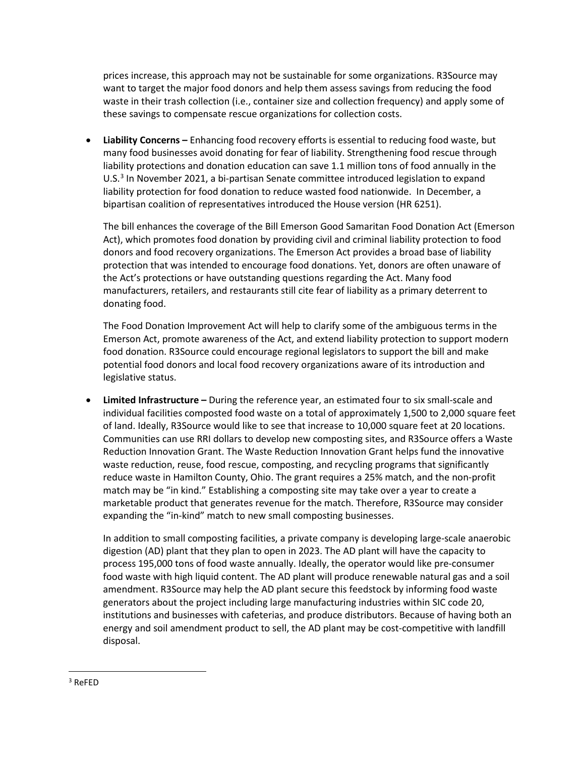prices increase, this approach may not be sustainable for some organizations. R3Source may want to target the major food donors and help them assess savings from reducing the food waste in their trash collection (i.e., container size and collection frequency) and apply some of these savings to compensate rescue organizations for collection costs.

- **Liability Concerns –** Enhancing food recovery efforts is essential to reducing food waste, but many food businesses avoid donating for fear of liability. Strengthening food rescue through liability protections and donation education can save 1.1 million tons of food annually in the U.S.[3] In November 2021, a bi-partisan Senate committee introduced legislation to expand liability protection for food donation to reduce wasted food nationwide. In December, a bipartisan coalition of representatives introduced the House version (HR 6251).

  The bill enhances the coverage of the Bill Emerson Good Samaritan Food Donation Act (Emerson Act), which promotes food donation by providing civil and criminal liability protection to food donors and food recovery organizations. The Emerson Act provides a broad base of liability protection that was intended to encourage food donations. Yet, donors are often unaware of the Act's protections or have outstanding questions regarding the Act. Many food manufacturers, retailers, and restaurants still cite fear of liability as a primary deterrent to donating food.

  The Food Donation Improvement Act will help to clarify some of the ambiguous terms in the Emerson Act, promote awareness of the Act, and extend liability protection to support modern food donation. R3Source could encourage regional legislators to support the bill and make potential food donors and local food recovery organizations aware of its introduction and legislative status.

- **Limited Infrastructure –** During the reference year, an estimated four to six small-scale and individual facilities composted food waste on a total of approximately 1,500 to 2,000 square feet of land. Ideally, R3Source would like to see that increase to 10,000 square feet at 20 locations. Communities can use RRI dollars to develop new composting sites, and R3Source offers a Waste Reduction Innovation Grant. The Waste Reduction Innovation Grant helps fund the innovative waste reduction, reuse, food rescue, composting, and recycling programs that significantly reduce waste in Hamilton County, Ohio. The grant requires a 25% match, and the non-profit match may be "in kind." Establishing a composting site may take over a year to create a marketable product that generates revenue for the match. Therefore, R3Source may consider expanding the "in-kind" match to new small composting businesses.

  In addition to small composting facilities, a private company is developing large-scale anaerobic digestion (AD) plant that they plan to open in 2023. The AD plant will have the capacity to process 195,000 tons of food waste annually. Ideally, the operator would like pre-consumer food waste with high liquid content. The AD plant will produce renewable natural gas and a soil amendment. R3Source may help the AD plant secure this feedstock by informing food waste generators about the project including large manufacturing industries within SIC code 20, institutions and businesses with cafeterias, and produce distributors. Because of having both an energy and soil amendment product to sell, the AD plant may be cost-competitive with landfill disposal.

---

[3] ReFED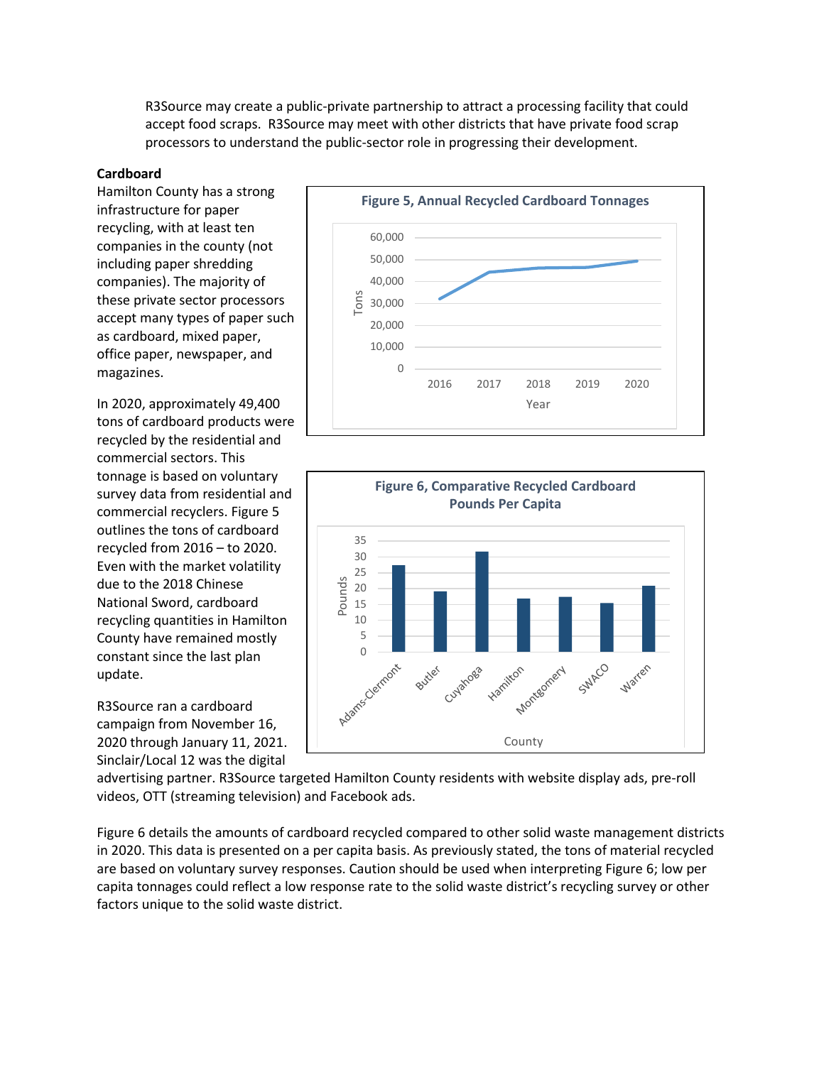R3Source may create a public-private partnership to attract a processing facility that could accept food scraps. R3Source may meet with other districts that have private food scrap processors to understand the public-sector role in progressing their development.

**Cardboard**

Hamilton County has a strong infrastructure for paper recycling, with at least ten companies in the county (not including paper shredding companies). The majority of these private sector processors accept many types of paper such as cardboard, mixed paper, office paper, newspaper, and magazines.

In 2020, approximately 49,400 tons of cardboard products were recycled by the residential and commercial sectors. This tonnage is based on voluntary survey data from residential and commercial recyclers. Figure 5 outlines the tons of cardboard recycled from 2016 – to 2020. Even with the market volatility due to the 2018 Chinese National Sword, cardboard recycling quantities in Hamilton County have remained mostly constant since the last plan update.

Figure 5, Annual Recycled Cardboard Tonnages

Figure 6, Comparative Recycled Cardboard Pounds Per Capita

R3Source ran a cardboard campaign from November 16, 2020 through January 11, 2021. Sinclair/Local 12 was the digital advertising partner. R3Source targeted Hamilton County residents with website display ads, pre-roll videos, OTT (streaming television) and Facebook ads.

Figure 6 details the amounts of cardboard recycled compared to other solid waste management districts in 2020. This data is presented on a per capita basis. As previously stated, the tons of material recycled are based on voluntary survey responses. Caution should be used when interpreting Figure 6; low per capita tonnages could reflect a low response rate to the solid waste district's recycling survey or other factors unique to the solid waste district.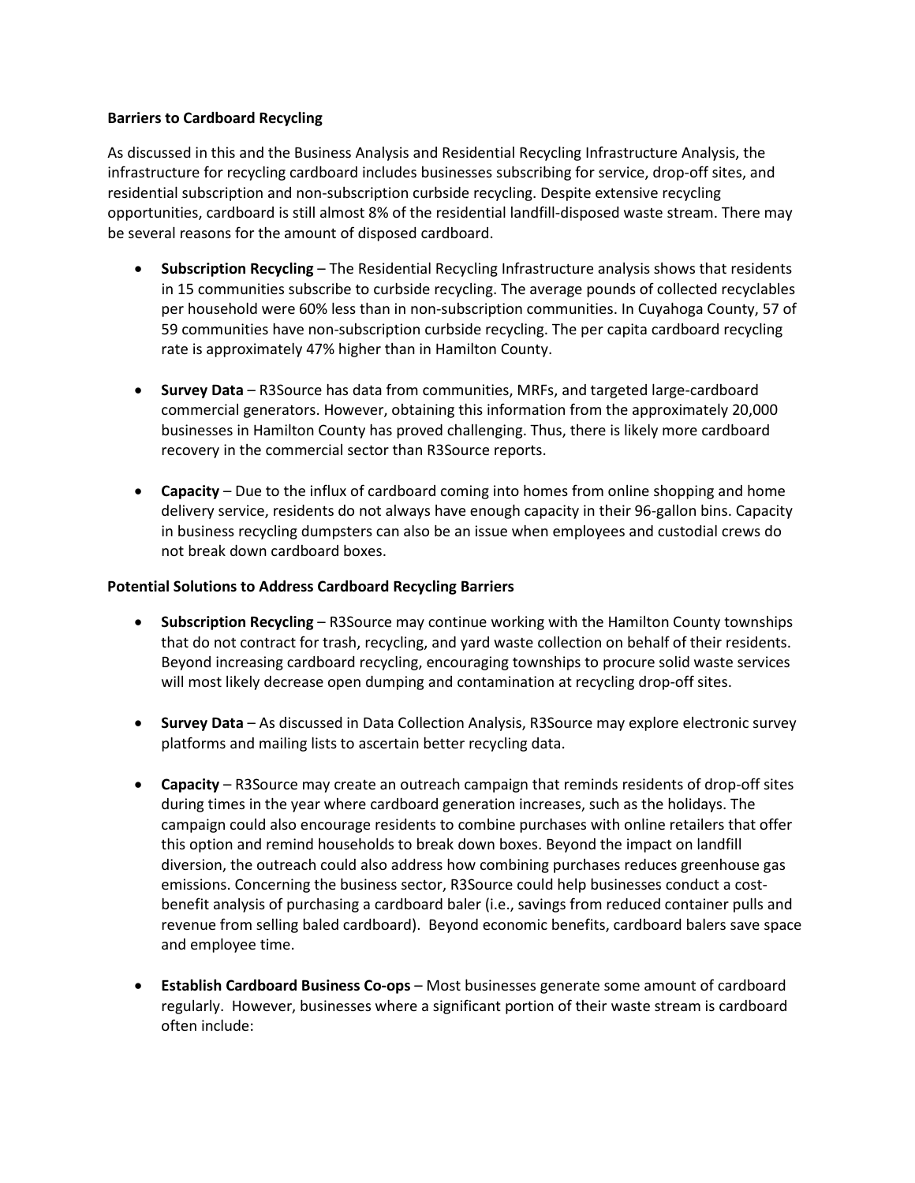**Barriers to Cardboard Recycling**

As discussed in this and the Business Analysis and Residential Recycling Infrastructure Analysis, the infrastructure for recycling cardboard includes businesses subscribing for service, drop-off sites, and residential subscription and non-subscription curbside recycling. Despite extensive recycling opportunities, cardboard is still almost 8% of the residential landfill-disposed waste stream. There may be several reasons for the amount of disposed cardboard.

- **Subscription Recycling** – The Residential Recycling Infrastructure analysis shows that residents in 15 communities subscribe to curbside recycling. The average pounds of collected recyclables per household were 60% less than in non-subscription communities. In Cuyahoga County, 57 of 59 communities have non-subscription curbside recycling. The per capita cardboard recycling rate is approximately 47% higher than in Hamilton County.

- **Survey Data** – R3Source has data from communities, MRFs, and targeted large-cardboard commercial generators. However, obtaining this information from the approximately 20,000 businesses in Hamilton County has proved challenging. Thus, there is likely more cardboard recovery in the commercial sector than R3Source reports.

- **Capacity** – Due to the influx of cardboard coming into homes from online shopping and home delivery service, residents do not always have enough capacity in their 96-gallon bins. Capacity in business recycling dumpsters can also be an issue when employees and custodial crews do not break down cardboard boxes.

**Potential Solutions to Address Cardboard Recycling Barriers**

- **Subscription Recycling** – R3Source may continue working with the Hamilton County townships that do not contract for trash, recycling, and yard waste collection on behalf of their residents. Beyond increasing cardboard recycling, encouraging townships to procure solid waste services will most likely decrease open dumping and contamination at recycling drop-off sites.

- **Survey Data** – As discussed in Data Collection Analysis, R3Source may explore electronic survey platforms and mailing lists to ascertain better recycling data.

- **Capacity** – R3Source may create an outreach campaign that reminds residents of drop-off sites during times in the year where cardboard generation increases, such as the holidays. The campaign could also encourage residents to combine purchases with online retailers that offer this option and remind households to break down boxes. Beyond the impact on landfill diversion, the outreach could also address how combining purchases reduces greenhouse gas emissions. Concerning the business sector, R3Source could help businesses conduct a cost-benefit analysis of purchasing a cardboard baler (i.e., savings from reduced container pulls and revenue from selling baled cardboard). Beyond economic benefits, cardboard balers save space and employee time.

- **Establish Cardboard Business Co-ops** – Most businesses generate some amount of cardboard regularly. However, businesses where a significant portion of their waste stream is cardboard often include: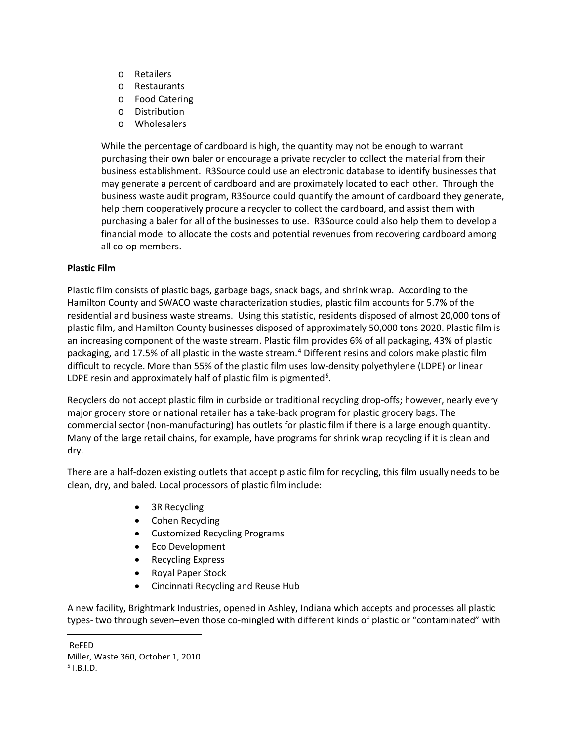- Retailers
- Restaurants
- Food Catering
- Distribution
- Wholesalers

While the percentage of cardboard is high, the quantity may not be enough to warrant purchasing their own baler or encourage a private recycler to collect the material from their business establishment. R3Source could use an electronic database to identify businesses that may generate a percent of cardboard and are proximately located to each other. Through the business waste audit program, R3Source could quantify the amount of cardboard they generate, help them cooperatively procure a recycler to collect the cardboard, and assist them with purchasing a baler for all of the businesses to use. R3Source could also help them to develop a financial model to allocate the costs and potential revenues from recovering cardboard among all co-op members.

**Plastic Film**

Plastic film consists of plastic bags, garbage bags, snack bags, and shrink wrap. According to the Hamilton County and SWACO waste characterization studies, plastic film accounts for 5.7% of the residential and business waste streams. Using this statistic, residents disposed of almost 20,000 tons of plastic film, and Hamilton County businesses disposed of approximately 50,000 tons 2020. Plastic film is an increasing component of the waste stream. Plastic film provides 6% of all packaging, 43% of plastic packaging, and 17.5% of all plastic in the waste stream.[4] Different resins and colors make plastic film difficult to recycle. More than 55% of the plastic film uses low-density polyethylene (LDPE) or linear LDPE resin and approximately half of plastic film is pigmented[5].

Recyclers do not accept plastic film in curbside or traditional recycling drop-offs; however, nearly every major grocery store or national retailer has a take-back program for plastic grocery bags. The commercial sector (non-manufacturing) has outlets for plastic film if there is a large enough quantity. Many of the large retail chains, for example, have programs for shrink wrap recycling if it is clean and dry.

There are a half-dozen existing outlets that accept plastic film for recycling, this film usually needs to be clean, dry, and baled. Local processors of plastic film include:

- 3R Recycling
- Cohen Recycling
- Customized Recycling Programs
- Eco Development
- Recycling Express
- Royal Paper Stock
- Cincinnati Recycling and Reuse Hub

A new facility, Brightmark Industries, opened in Ashley, Indiana which accepts and processes all plastic types- two through seven–even those co-mingled with different kinds of plastic or "contaminated" with

---

ReFED
Miller, Waste 360, October 1, 2010
[5] I.B.I.D.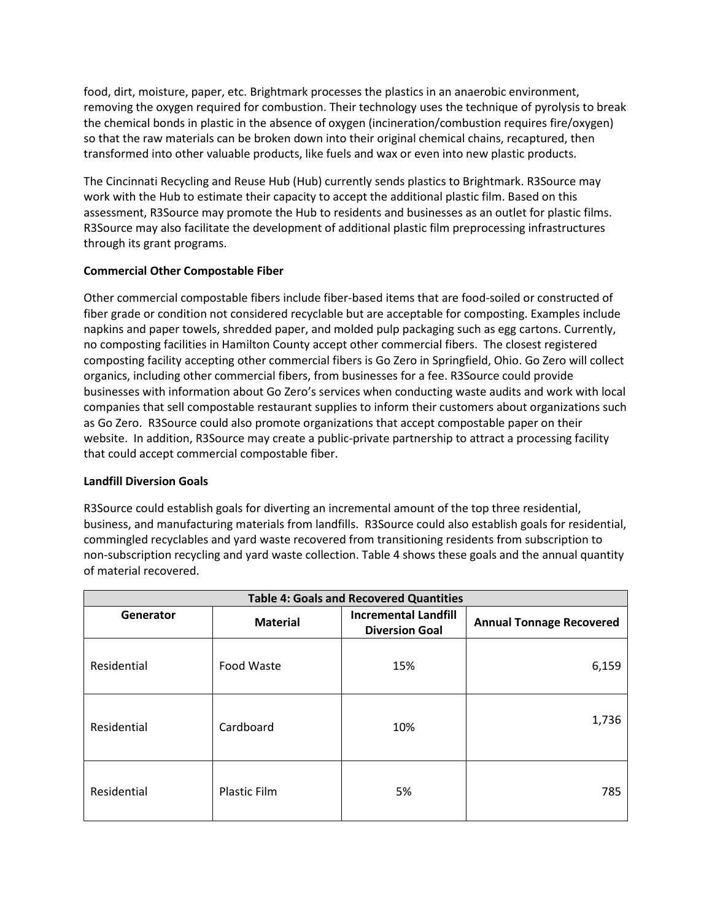food, dirt, moisture, paper, etc. Brightmark processes the plastics in an anaerobic environment, removing the oxygen required for combustion. Their technology uses the technique of pyrolysis to break the chemical bonds in plastic in the absence of oxygen (incineration/combustion requires fire/oxygen) so that the raw materials can be broken down into their original chemical chains, recaptured, then transformed into other valuable products, like fuels and wax or even into new plastic products.

The Cincinnati Recycling and Reuse Hub (Hub) currently sends plastics to Brightmark. R3Source may work with the Hub to estimate their capacity to accept the additional plastic film. Based on this assessment, R3Source may promote the Hub to residents and businesses as an outlet for plastic films. R3Source may also facilitate the development of additional plastic film preprocessing infrastructures through its grant programs.

**Commercial Other Compostable Fiber**

Other commercial compostable fibers include fiber-based items that are food-soiled or constructed of fiber grade or condition not considered recyclable but are acceptable for composting. Examples include napkins and paper towels, shredded paper, and molded pulp packaging such as egg cartons. Currently, no composting facilities in Hamilton County accept other commercial fibers. The closest registered composting facility accepting other commercial fibers is Go Zero in Springfield, Ohio. Go Zero will collect organics, including other commercial fibers, from businesses for a fee. R3Source could provide businesses with information about Go Zero's services when conducting waste audits and work with local companies that sell compostable restaurant supplies to inform their customers about organizations such as Go Zero. R3Source could also promote organizations that accept compostable paper on their website. In addition, R3Source may create a public-private partnership to attract a processing facility that could accept commercial compostable fiber.

**Landfill Diversion Goals**

R3Source could establish goals for diverting an incremental amount of the top three residential, business, and manufacturing materials from landfills. R3Source could also establish goals for residential, commingled recyclables and yard waste recovered from transitioning residents from subscription to non-subscription recycling and yard waste collection. Table 4 shows these goals and the annual quantity of material recovered.

| Table 4: Goals and Recovered Quantities | | | |
|---|---|---|---|
| **Generator** | **Material** | **Incremental Landfill Diversion Goal** | **Annual Tonnage Recovered** |
| Residential | Food Waste | 15% | 6,159 |
| Residential | Cardboard | 10% | 1,736 |
| Residential | Plastic Film | 5% | 785 |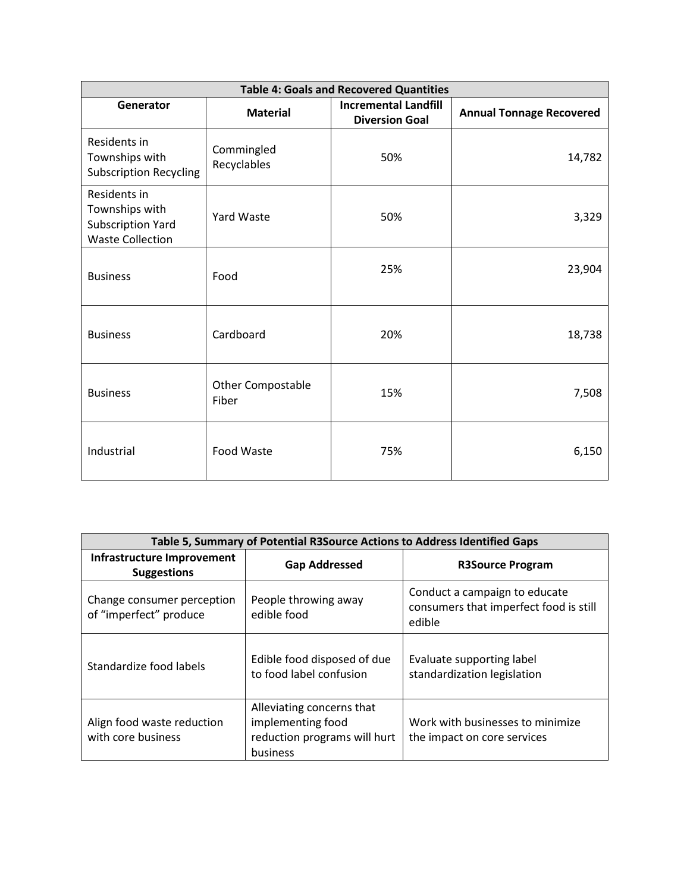| Table 4: Goals and Recovered Quantities | | | |
|---|---|---|---|
| **Generator** | **Material** | **Incremental Landfill Diversion Goal** | **Annual Tonnage Recovered** |
| Residents in Townships with Subscription Recycling | Commingled Recyclables | 50% | 14,782 |
| Residents in Townships with Subscription Yard Waste Collection | Yard Waste | 50% | 3,329 |
| Business | Food | 25% | 23,904 |
| Business | Cardboard | 20% | 18,738 |
| Business | Other Compostable Fiber | 15% | 7,508 |
| Industrial | Food Waste | 75% | 6,150 |

| Table 5, Summary of Potential R3Source Actions to Address Identified Gaps | | |
|---|---|---|
| **Infrastructure Improvement Suggestions** | **Gap Addressed** | **R3Source Program** |
| Change consumer perception of "imperfect" produce | People throwing away edible food | Conduct a campaign to educate consumers that imperfect food is still edible |
| Standardize food labels | Edible food disposed of due to food label confusion | Evaluate supporting label standardization legislation |
| Align food waste reduction with core business | Alleviating concerns that implementing food reduction programs will hurt business | Work with businesses to minimize the impact on core services |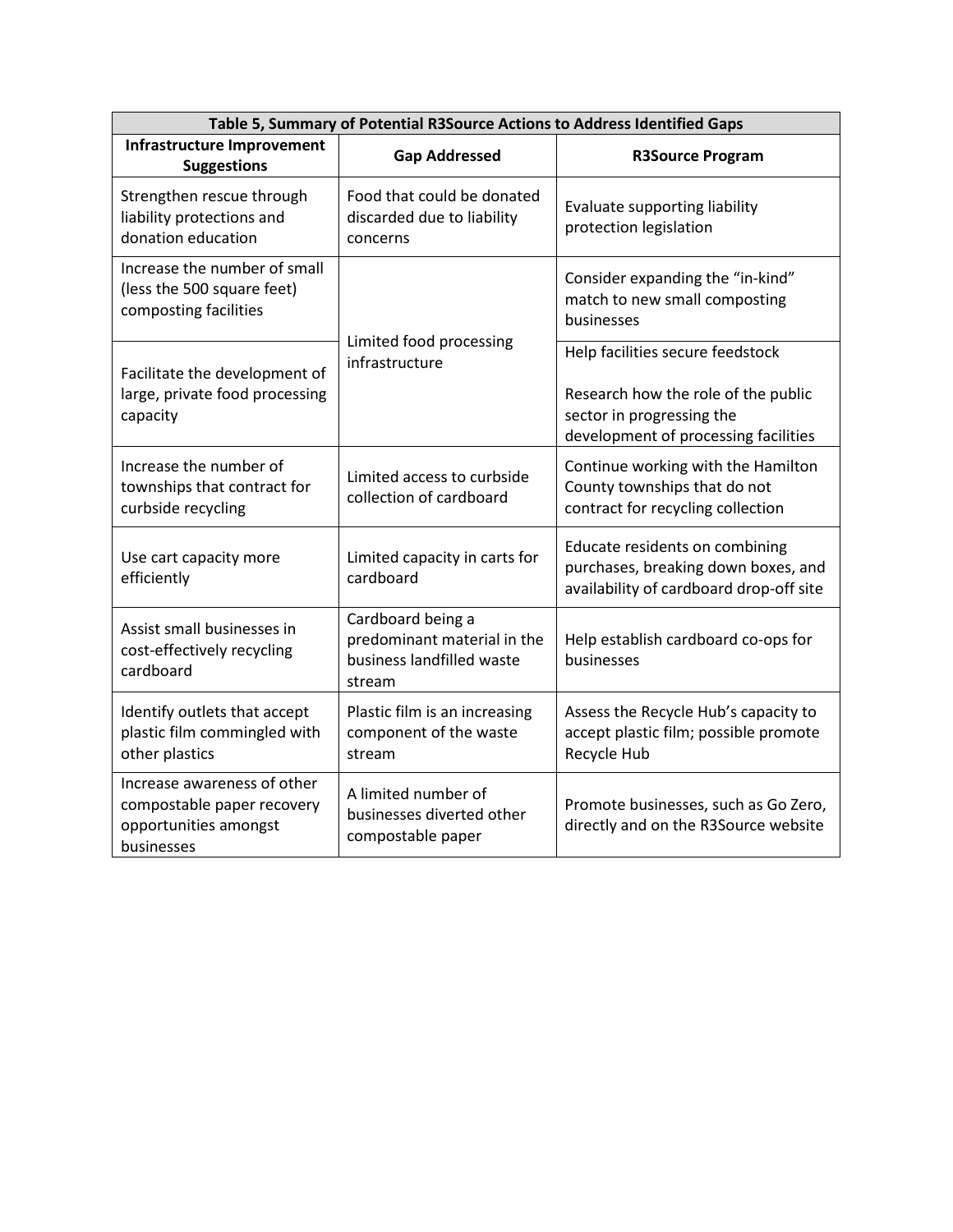| Table 5, Summary of Potential R3Source Actions to Address Identified Gaps | | |
|---|---|---|
| **Infrastructure Improvement Suggestions** | **Gap Addressed** | **R3Source Program** |
| Strengthen rescue through liability protections and donation education | Food that could be donated discarded due to liability concerns | Evaluate supporting liability protection legislation |
| Increase the number of small (less the 500 square feet) composting facilities | Limited food processing infrastructure | Consider expanding the "in-kind" match to new small composting businesses |
| Facilitate the development of large, private food processing capacity | | Help facilities secure feedstock<br><br>Research how the role of the public sector in progressing the development of processing facilities |
| Increase the number of townships that contract for curbside recycling | Limited access to curbside collection of cardboard | Continue working with the Hamilton County townships that do not contract for recycling collection |
| Use cart capacity more efficiently | Limited capacity in carts for cardboard | Educate residents on combining purchases, breaking down boxes, and availability of cardboard drop-off site |
| Assist small businesses in cost-effectively recycling cardboard | Cardboard being a predominant material in the business landfilled waste stream | Help establish cardboard co-ops for businesses |
| Identify outlets that accept plastic film commingled with other plastics | Plastic film is an increasing component of the waste stream | Assess the Recycle Hub's capacity to accept plastic film; possible promote Recycle Hub |
| Increase awareness of other compostable paper recovery opportunities amongst businesses | A limited number of businesses diverted other compostable paper | Promote businesses, such as Go Zero, directly and on the R3Source website |